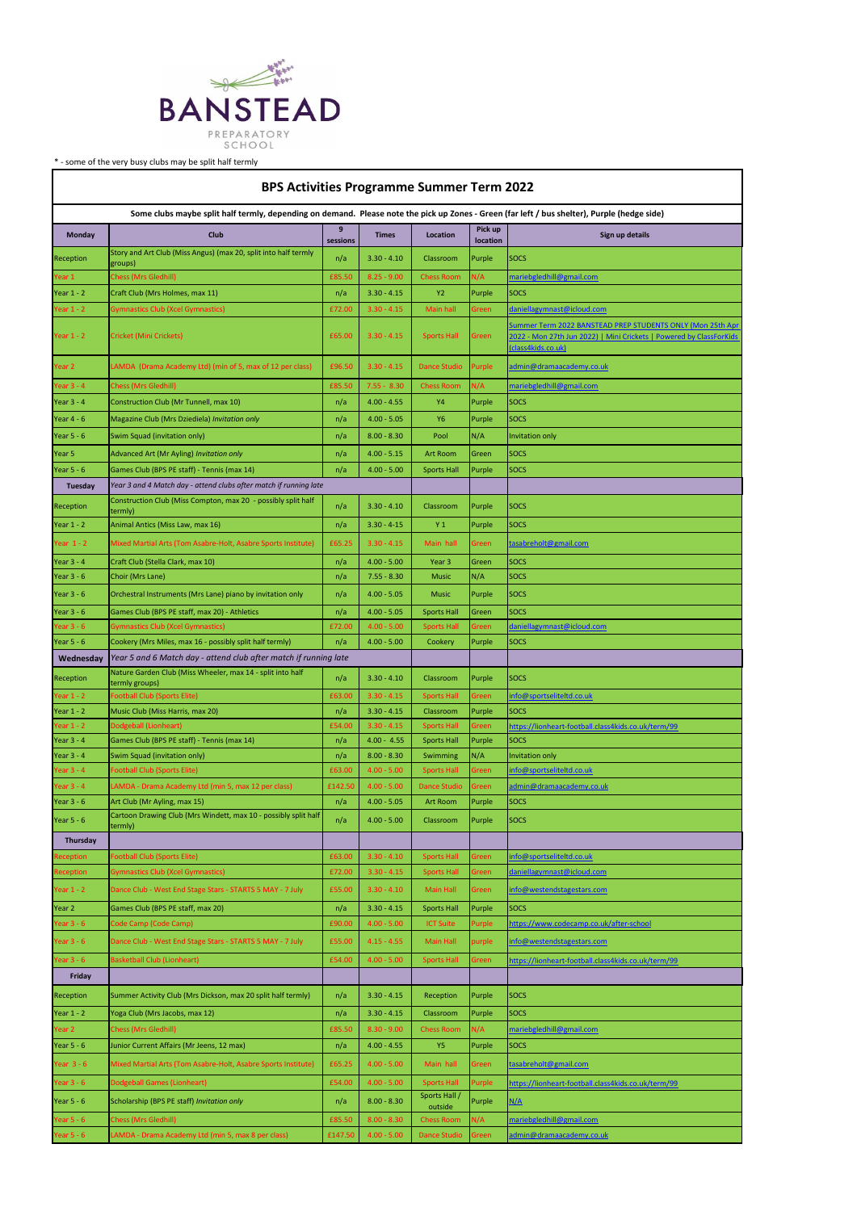BANSTEAD

PREPARATORY SCHOOL

* - some of the very busy clubs may be split half termly

# BPS Activities Programme Summer Term 2022

Some clubs maybe split half termly, depending on demand. Please note the pick up Zones - Green (far left / bus shelter), Purple (hedge side)

| Monday | Club | 9 sessions | Times | Location | Pick up location | Sign up details |
|---|---|---|---|---|---|---|
| Reception | Story and Art Club (Miss Angus) (max 20, split into half termly groups) | n/a | 3.30 - 4.10 | Classroom | Purple | SOCS |
| Year 1 | Chess (Mrs Gledhill) | £85.50 | 8.25 - 9.00 | Chess Room | N/A | mariebgledhill@gmail.com |
| Year 1 - 2 | Craft Club (Mrs Holmes, max 11) | n/a | 3.30 - 4.15 | Y2 | Purple | SOCS |
| Year 1 - 2 | Gymnastics Club (Xcel Gymnastics) | £72.00 | 3.30 - 4.15 | Main hall | Green | daniellagymnast@icloud.com |
| Year 1 - 2 | Cricket (Mini Crickets) | £65.00 | 3.30 - 4.15 | Sports Hall | Green | Summer Term 2022 BANSTEAD PREP STUDENTS ONLY (Mon 25th Apr 2022 - Mon 27th Jun 2022) \| Mini Crickets \| Powered by ClassForKids (class4kids.co.uk) |
| Year 2 | LAMDA (Drama Academy Ltd) (min of 5, max of 12 per class) | £96.50 | 3.30 - 4.15 | Dance Studio | Purple | admin@dramaacademy.co.uk |
| Year 3 - 4 | Chess (Mrs Gledhill) | £85.50 | 7.55 - 8.30 | Chess Room | N/A | mariebgledhill@gmail.com |
| Year 3 - 4 | Construction Club (Mr Tunnell, max 10) | n/a | 4.00 - 4.55 | Y4 | Purple | SOCS |
| Year 4 - 6 | Magazine Club (Mrs Dziediela) *Invitation only* | n/a | 4.00 - 5.05 | Y6 | Purple | SOCS |
| Year 5 - 6 | Swim Squad (invitation only) | n/a | 8.00 - 8.30 | Pool | N/A | Invitation only |
| Year 5 | Advanced Art (Mr Ayling) *Invitation only* | n/a | 4.00 - 5.15 | Art Room | Green | SOCS |
| Year 5 - 6 | Games Club (BPS PE staff) - Tennis (max 14) | n/a | 4.00 - 5.00 | Sports Hall | Purple | SOCS |
| **Tuesday** | *Year 3 and 4 Match day - attend clubs after match if running late* | | | | | |
| Reception | Construction Club (Miss Compton, max 20 - possibly split half termly) | n/a | 3.30 - 4.10 | Classroom | Purple | SOCS |
| Year 1 - 2 | Animal Antics (Miss Law, max 16) | n/a | 3.30 - 4.15 | Y 1 | Purple | SOCS |
| Year 1 - 2 | Mixed Martial Arts (Tom Asabre-Holt, Asabre Sports Institute) | £65.25 | 3.30 - 4.15 | Main hall | Green | tasabreholt@gmail.com |
| Year 3 - 4 | Craft Club (Stella Clark, max 10) | n/a | 4.00 - 5.00 | Year 3 | Green | SOCS |
| Year 3 - 6 | Choir (Mrs Lane) | n/a | 7.55 - 8.30 | Music | N/A | SOCS |
| Year 3 - 6 | Orchestral Instruments (Mrs Lane) piano by invitation only | n/a | 4.00 - 5.05 | Music | Purple | SOCS |
| Year 3 - 6 | Games Club (BPS PE staff, max 20) - Athletics | n/a | 4.00 - 5.05 | Sports Hall | Green | SOCS |
| Year 3 - 6 | Gymnastics Club (Xcel Gymnastics) | £72.00 | 4.00 - 5.00 | Sports Hall | Green | daniellagymnast@icloud.com |
| Year 5 - 6 | Cookery (Mrs Miles, max 16 - possibly split half termly) | n/a | 4.00 - 5.00 | Cookery | Purple | SOCS |
| **Wednesday** | *Year 5 and 6 Match day - attend club after match if running late* | | | | | |
| Reception | Nature Garden Club (Miss Wheeler, max 14 - split into half termly groups) | n/a | 3.30 - 4.10 | Classroom | Purple | SOCS |
| Year 1 - 2 | Football Club (Sports Elite) | £63.00 | 3.30 - 4.15 | Sports Hall | Green | info@sportseliteltd.co.uk |
| Year 1 - 2 | Music Club (Miss Harris, max 20) | n/a | 3.30 - 4.15 | Classroom | Purple | SOCS |
| Year 1 - 2 | Dodgeball (Lionheart) | £54.00 | 3.30 - 4.15 | Sports Hall | Green | https://lionheart-football.class4kids.co.uk/term/99 |
| Year 3 - 4 | Games Club (BPS PE staff) - Tennis (max 14) | n/a | 4.00 - 4.55 | Sports Hall | Purple | SOCS |
| Year 3 - 4 | Swim Squad (invitation only) | n/a | 8.00 - 8.30 | Swimming | N/A | Invitation only |
| Year 3 - 4 | Football Club (Sports Elite) | £63.00 | 4.00 - 5.00 | Sports Hall | Green | info@sportseliteltd.co.uk |
| Year 3 - 4 | LAMDA - Drama Academy Ltd (min 5, max 12 per class) | £142.50 | 4.00 - 5.00 | Dance Studio | Green | admin@dramaacademy.co.uk |
| Year 3 - 6 | Art Club (Mr Ayling, max 15) | n/a | 4.00 - 5.05 | Art Room | Purple | SOCS |
| Year 5 - 6 | Cartoon Drawing Club (Mrs Windett, max 10 - possibly split half termly) | n/a | 4.00 - 5.00 | Classroom | Purple | SOCS |
| **Thursday** | | | | | | |
| Reception | Football Club (Sports Elite) | £63.00 | 3.30 - 4.10 | Sports Hall | Green | info@sportseliteltd.co.uk |
| Reception | Gymnastics Club (Xcel Gymnastics) | £72.00 | 3.30 - 4.15 | Sports Hall | Green | daniellagymnast@icloud.com |
| Year 1 - 2 | Dance Club - West End Stage Stars - STARTS 5 MAY - 7 July | £55.00 | 3.30 - 4.10 | Main Hall | Green | info@westendstagestars.com |
| Year 2 | Games Club (BPS PE staff, max 20) | n/a | 3.30 - 4.15 | Sports Hall | Purple | SOCS |
| Year 3 - 6 | Code Camp (Code Camp) | £90.00 | 4.00 - 5.00 | ICT Suite | Purple | https://www.codecamp.co.uk/after-school |
| Year 3 - 6 | Dance Club - West End Stage Stars - STARTS 5 MAY - 7 July | £55.00 | 4.15 - 4.55 | Main Hall | purple | info@westendstagestars.com |
| Year 3 - 6 | Basketball Club (Lionheart) | £54.00 | 4.00 - 5.00 | Sports Hall | Green | https://lionheart-football.class4kids.co.uk/term/99 |
| **Friday** | | | | | | |
| Reception | Summer Activity Club (Mrs Dickson, max 20 split half termly) | n/a | 3.30 - 4.15 | Reception | Purple | SOCS |
| Year 1 - 2 | Yoga Club (Mrs Jacobs, max 12) | n/a | 3.30 - 4.15 | Classroom | Purple | SOCS |
| Year 2 | Chess (Mrs Gledhill) | £85.50 | 8.30 - 9.00 | Chess Room | N/A | mariebgledhill@gmail.com |
| Year 5 - 6 | Junior Current Affairs (Mr Jeens, 12 max) | n/a | 4.00 - 4.55 | Y5 | Purple | SOCS |
| Year 3 - 6 | Mixed Martial Arts (Tom Asabre-Holt, Asabre Sports Institute) | £65.25 | 4.00 - 5.00 | Main hall | Green | tasabreholt@gmail.com |
| Year 3 - 6 | Dodgeball Games (Lionheart) | £54.00 | 4.00 - 5.00 | Sports Hall | Purple | https://lionheart-football.class4kids.co.uk/term/99 |
| Year 5 - 6 | Scholarship (BPS PE staff) *Invitation only* | n/a | 8.00 - 8.30 | Sports Hall / outside | Purple | N/A |
| Year 5 - 6 | Chess (Mrs Gledhill) | £85.50 | 8.00 - 8.30 | Chess Room | N/A | mariebgledhill@gmail.com |
| Year 5 - 6 | LAMDA - Drama Academy Ltd (min 5, max 8 per class) | £147.50 | 4.00 - 5.00 | Dance Studio | Green | admin@dramaacademy.co.uk |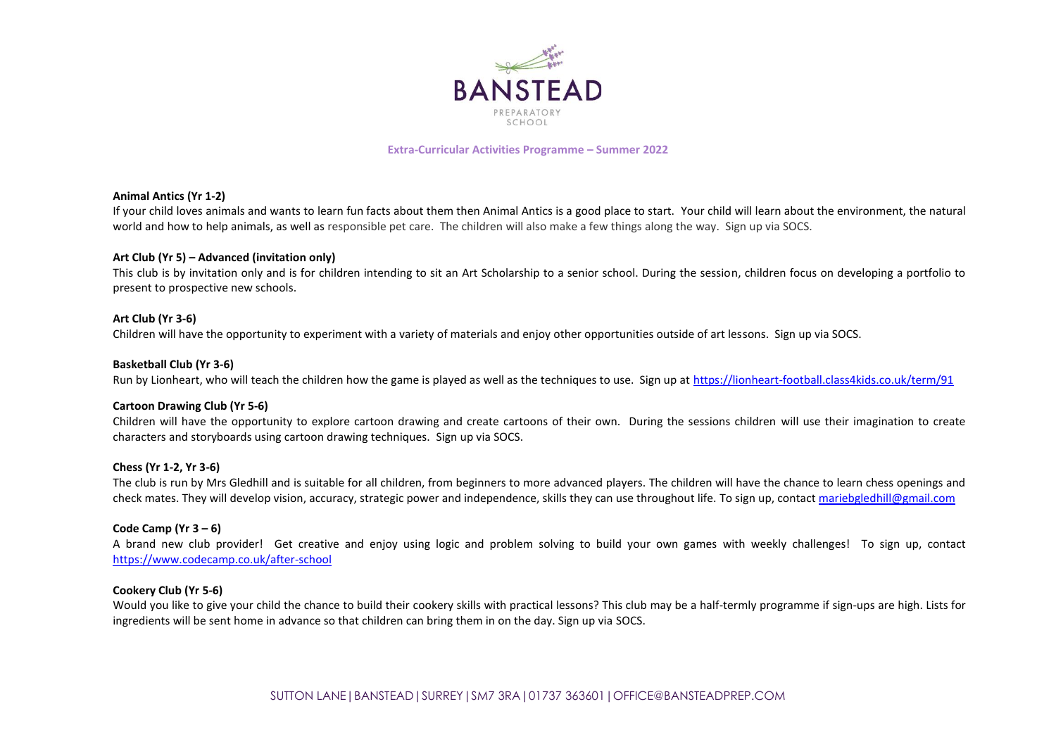**BANSTEAD**
PREPARATORY SCHOOL

**Extra-Curricular Activities Programme – Summer 2022**

**Animal Antics (Yr 1-2)**

If your child loves animals and wants to learn fun facts about them then Animal Antics is a good place to start. Your child will learn about the environment, the natural world and how to help animals, as well as responsible pet care. The children will also make a few things along the way. Sign up via SOCS.

**Art Club (Yr 5) – Advanced (invitation only)**

This club is by invitation only and is for children intending to sit an Art Scholarship to a senior school. During the session, children focus on developing a portfolio to present to prospective new schools.

**Art Club (Yr 3-6)**

Children will have the opportunity to experiment with a variety of materials and enjoy other opportunities outside of art lessons. Sign up via SOCS.

**Basketball Club (Yr 3-6)**

Run by Lionheart, who will teach the children how the game is played as well as the techniques to use. Sign up at https://lionheart-football.class4kids.co.uk/term/91

**Cartoon Drawing Club (Yr 5-6)**

Children will have the opportunity to explore cartoon drawing and create cartoons of their own. During the sessions children will use their imagination to create characters and storyboards using cartoon drawing techniques. Sign up via SOCS.

**Chess (Yr 1-2, Yr 3-6)**

The club is run by Mrs Gledhill and is suitable for all children, from beginners to more advanced players. The children will have the chance to learn chess openings and check mates. They will develop vision, accuracy, strategic power and independence, skills they can use throughout life. To sign up, contact mariebgledhill@gmail.com

**Code Camp (Yr 3 – 6)**

A brand new club provider! Get creative and enjoy using logic and problem solving to build your own games with weekly challenges! To sign up, contact https://www.codecamp.co.uk/after-school

**Cookery Club (Yr 5-6)**

Would you like to give your child the chance to build their cookery skills with practical lessons? This club may be a half-termly programme if sign-ups are high. Lists for ingredients will be sent home in advance so that children can bring them in on the day. Sign up via SOCS.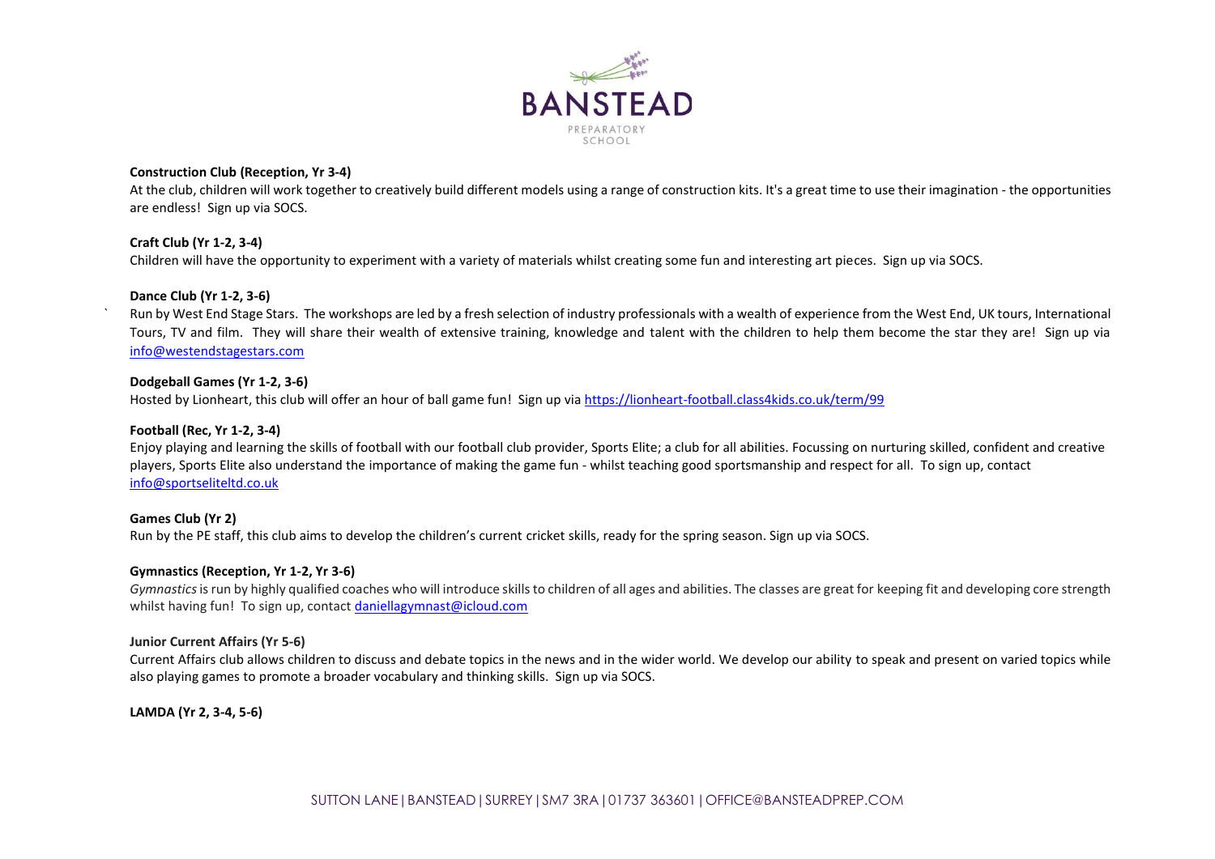**Construction Club (Reception, Yr 3-4)**
At the club, children will work together to creatively build different models using a range of construction kits. It's a great time to use their imagination - the opportunities are endless! Sign up via SOCS.

**Craft Club (Yr 1-2, 3-4)**
Children will have the opportunity to experiment with a variety of materials whilst creating some fun and interesting art pieces. Sign up via SOCS.

**Dance Club (Yr 1-2, 3-6)**
Run by West End Stage Stars. The workshops are led by a fresh selection of industry professionals with a wealth of experience from the West End, UK tours, International Tours, TV and film. They will share their wealth of extensive training, knowledge and talent with the children to help them become the star they are! Sign up via info@westendstagestars.com

**Dodgeball Games (Yr 1-2, 3-6)**
Hosted by Lionheart, this club will offer an hour of ball game fun! Sign up via https://lionheart-football.class4kids.co.uk/term/99

**Football (Rec, Yr 1-2, 3-4)**
Enjoy playing and learning the skills of football with our football club provider, Sports Elite; a club for all abilities. Focussing on nurturing skilled, confident and creative players, Sports Elite also understand the importance of making the game fun - whilst teaching good sportsmanship and respect for all. To sign up, contact info@sportseliteltd.co.uk

**Games Club (Yr 2)**
Run by the PE staff, this club aims to develop the children's current cricket skills, ready for the spring season. Sign up via SOCS.

**Gymnastics (Reception, Yr 1-2, Yr 3-6)**
*Gymnastics* is run by highly qualified coaches who will introduce skills to children of all ages and abilities. The classes are great for keeping fit and developing core strength whilst having fun! To sign up, contact daniellagymnast@icloud.com

**Junior Current Affairs (Yr 5-6)**
Current Affairs club allows children to discuss and debate topics in the news and in the wider world. We develop our ability to speak and present on varied topics while also playing games to promote a broader vocabulary and thinking skills. Sign up via SOCS.

**LAMDA (Yr 2, 3-4, 5-6)**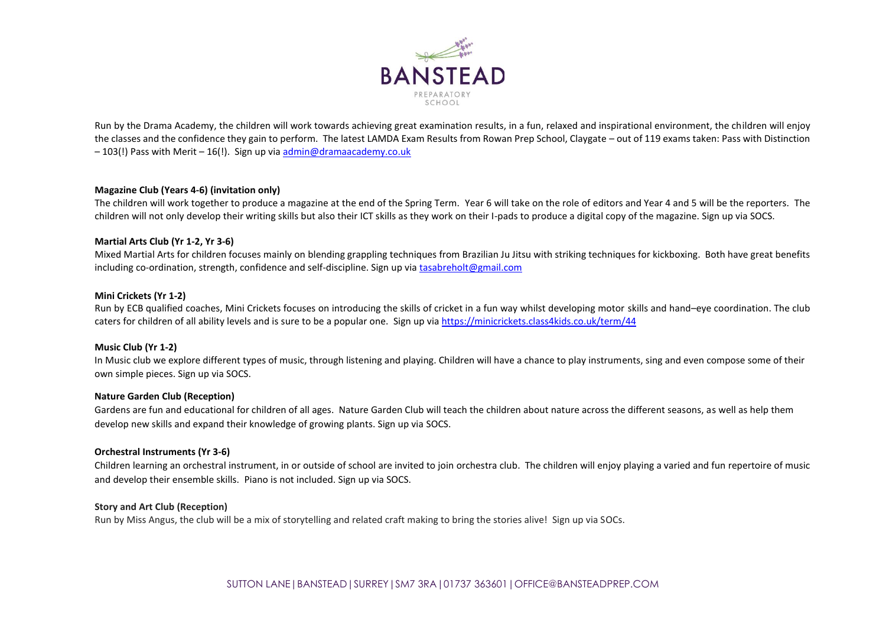Run by the Drama Academy, the children will work towards achieving great examination results, in a fun, relaxed and inspirational environment, the children will enjoy the classes and the confidence they gain to perform. The latest LAMDA Exam Results from Rowan Prep School, Claygate – out of 119 exams taken: Pass with Distinction – 103(!) Pass with Merit – 16(!). Sign up via admin@dramaacademy.co.uk

**Magazine Club (Years 4-6) (invitation only)**

The children will work together to produce a magazine at the end of the Spring Term. Year 6 will take on the role of editors and Year 4 and 5 will be the reporters. The children will not only develop their writing skills but also their ICT skills as they work on their I-pads to produce a digital copy of the magazine. Sign up via SOCS.

**Martial Arts Club (Yr 1-2, Yr 3-6)**

Mixed Martial Arts for children focuses mainly on blending grappling techniques from Brazilian Ju Jitsu with striking techniques for kickboxing. Both have great benefits including co-ordination, strength, confidence and self-discipline. Sign up via tasabreholt@gmail.com

**Mini Crickets (Yr 1-2)**

Run by ECB qualified coaches, Mini Crickets focuses on introducing the skills of cricket in a fun way whilst developing motor skills and hand–eye coordination. The club caters for children of all ability levels and is sure to be a popular one. Sign up via https://minicrickets.class4kids.co.uk/term/44

**Music Club (Yr 1-2)**

In Music club we explore different types of music, through listening and playing. Children will have a chance to play instruments, sing and even compose some of their own simple pieces. Sign up via SOCS.

**Nature Garden Club (Reception)**

Gardens are fun and educational for children of all ages. Nature Garden Club will teach the children about nature across the different seasons, as well as help them develop new skills and expand their knowledge of growing plants. Sign up via SOCS.

**Orchestral Instruments (Yr 3-6)**

Children learning an orchestral instrument, in or outside of school are invited to join orchestra club. The children will enjoy playing a varied and fun repertoire of music and develop their ensemble skills. Piano is not included. Sign up via SOCS.

**Story and Art Club (Reception)**

Run by Miss Angus, the club will be a mix of storytelling and related craft making to bring the stories alive! Sign up via SOCs.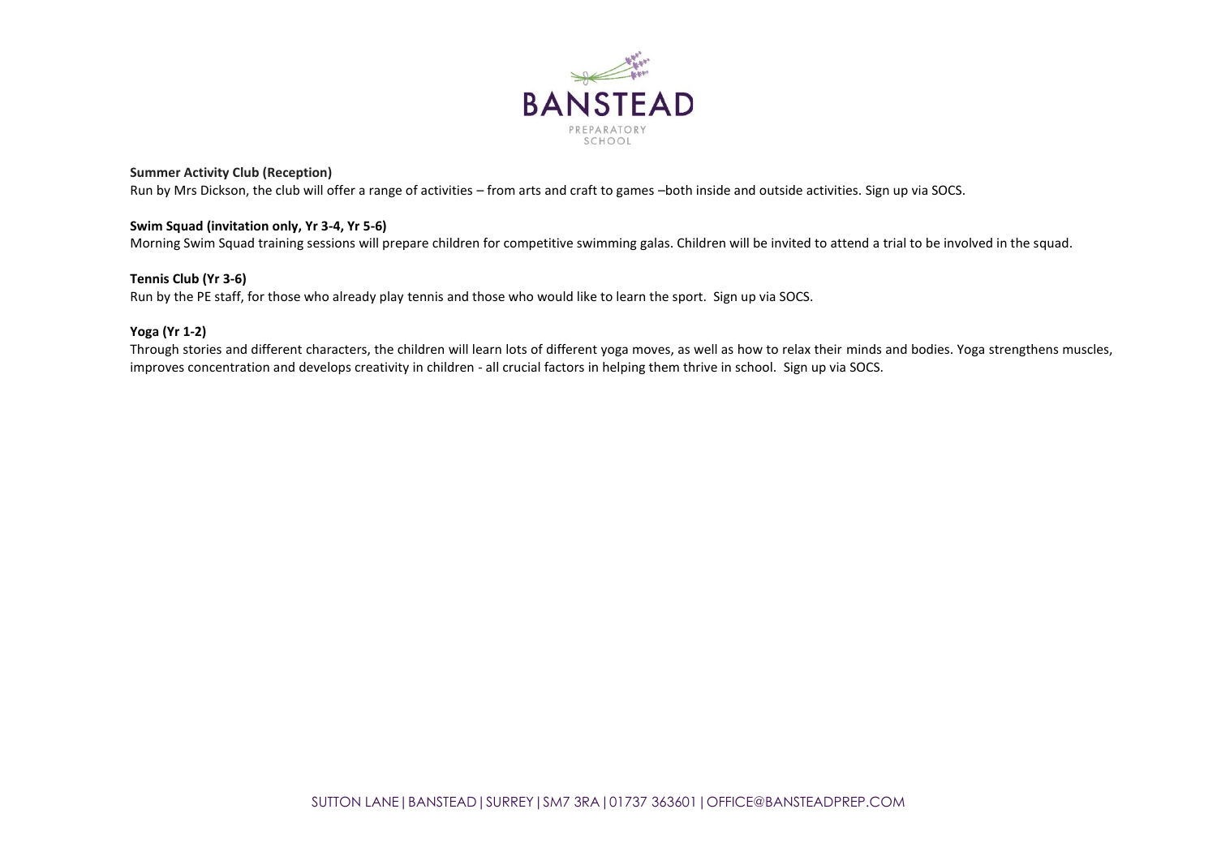**Summer Activity Club (Reception)**

Run by Mrs Dickson, the club will offer a range of activities – from arts and craft to games –both inside and outside activities. Sign up via SOCS.

**Swim Squad (invitation only, Yr 3-4, Yr 5-6)**

Morning Swim Squad training sessions will prepare children for competitive swimming galas. Children will be invited to attend a trial to be involved in the squad.

**Tennis Club (Yr 3-6)**

Run by the PE staff, for those who already play tennis and those who would like to learn the sport. Sign up via SOCS.

**Yoga (Yr 1-2)**

Through stories and different characters, the children will learn lots of different yoga moves, as well as how to relax their minds and bodies. Yoga strengthens muscles, improves concentration and develops creativity in children - all crucial factors in helping them thrive in school. Sign up via SOCS.